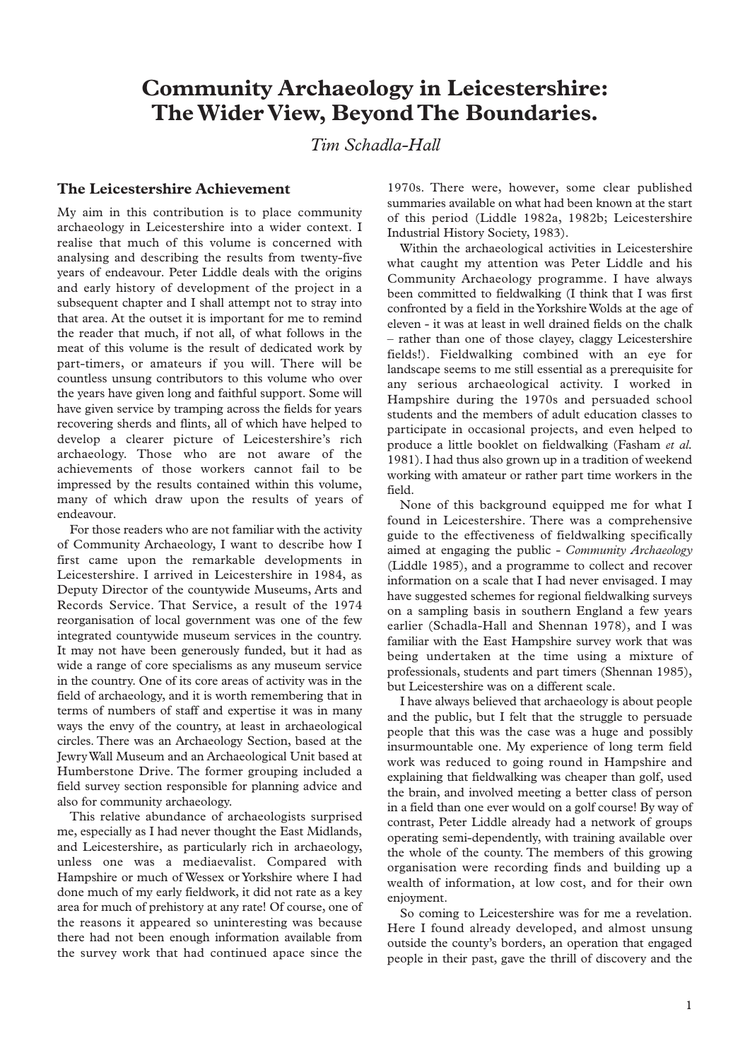# Community Archaeology in Leicestershire: The Wider View, Beyond The Boundaries.

*Tim Schadla-Hall*

## The Leicestershire Achievement

My aim in this contribution is to place community archaeology in Leicestershire into a wider context. I realise that much of this volume is concerned with analysing and describing the results from twenty-five years of endeavour. Peter Liddle deals with the origins and early history of development of the project in a subsequent chapter and I shall attempt not to stray into that area. At the outset it is important for me to remind the reader that much, if not all, of what follows in the meat of this volume is the result of dedicated work by part-timers, or amateurs if you will. There will be countless unsung contributors to this volume who over the years have given long and faithful support. Some will have given service by tramping across the fields for years recovering sherds and flints, all of which have helped to develop a clearer picture of Leicestershire's rich archaeology. Those who are not aware of the achievements of those workers cannot fail to be impressed by the results contained within this volume, many of which draw upon the results of years of endeavour.

For those readers who are not familiar with the activity of Community Archaeology, I want to describe how I first came upon the remarkable developments in Leicestershire. I arrived in Leicestershire in 1984, as Deputy Director of the countywide Museums, Arts and Records Service. That Service, a result of the 1974 reorganisation of local government was one of the few integrated countywide museum services in the country. It may not have been generously funded, but it had as wide a range of core specialisms as any museum service in the country. One of its core areas of activity was in the field of archaeology, and it is worth remembering that in terms of numbers of staff and expertise it was in many ways the envy of the country, at least in archaeological circles. There was an Archaeology Section, based at the Jewry Wall Museum and an Archaeological Unit based at Humberstone Drive. The former grouping included a field survey section responsible for planning advice and also for community archaeology.

This relative abundance of archaeologists surprised me, especially as I had never thought the East Midlands, and Leicestershire, as particularly rich in archaeology, unless one was a mediaevalist. Compared with Hampshire or much of Wessex or Yorkshire where I had done much of my early fieldwork, it did not rate as a key area for much of prehistory at any rate! Of course, one of the reasons it appeared so uninteresting was because there had not been enough information available from the survey work that had continued apace since the 1970s. There were, however, some clear published summaries available on what had been known at the start of this period (Liddle 1982a, 1982b; Leicestershire Industrial History Society, 1983).

Within the archaeological activities in Leicestershire what caught my attention was Peter Liddle and his Community Archaeology programme. I have always been committed to fieldwalking (I think that I was first confronted by a field in the Yorkshire Wolds at the age of eleven - it was at least in well drained fields on the chalk – rather than one of those clayey, claggy Leicestershire fields!). Fieldwalking combined with an eye for landscape seems to me still essential as a prerequisite for any serious archaeological activity. I worked in Hampshire during the 1970s and persuaded school students and the members of adult education classes to participate in occasional projects, and even helped to produce a little booklet on fieldwalking (Fasham *et al.* 1981). I had thus also grown up in a tradition of weekend working with amateur or rather part time workers in the field.

None of this background equipped me for what I found in Leicestershire. There was a comprehensive guide to the effectiveness of fieldwalking specifically aimed at engaging the public - *Community Archaeology* (Liddle 1985), and a programme to collect and recover information on a scale that I had never envisaged. I may have suggested schemes for regional fieldwalking surveys on a sampling basis in southern England a few years earlier (Schadla-Hall and Shennan 1978), and I was familiar with the East Hampshire survey work that was being undertaken at the time using a mixture of professionals, students and part timers (Shennan 1985), but Leicestershire was on a different scale.

I have always believed that archaeology is about people and the public, but I felt that the struggle to persuade people that this was the case was a huge and possibly insurmountable one. My experience of long term field work was reduced to going round in Hampshire and explaining that fieldwalking was cheaper than golf, used the brain, and involved meeting a better class of person in a field than one ever would on a golf course! By way of contrast, Peter Liddle already had a network of groups operating semi-dependently, with training available over the whole of the county. The members of this growing organisation were recording finds and building up a wealth of information, at low cost, and for their own enjoyment.

So coming to Leicestershire was for me a revelation. Here I found already developed, and almost unsung outside the county's borders, an operation that engaged people in their past, gave the thrill of discovery and the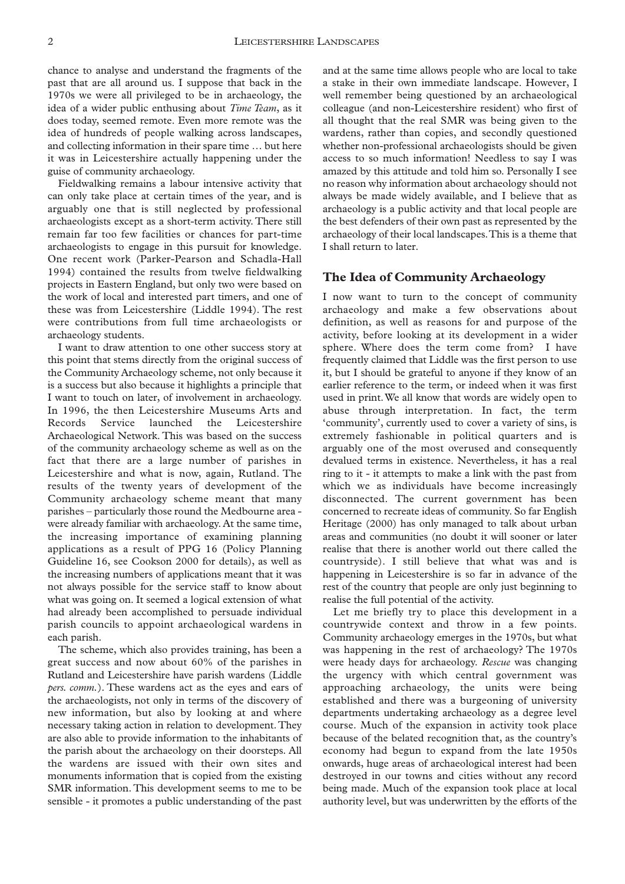chance to analyse and understand the fragments of the past that are all around us. I suppose that back in the 1970s we were all privileged to be in archaeology, the idea of a wider public enthusing about *Time Team*, as it does today, seemed remote. Even more remote was the idea of hundreds of people walking across landscapes, and collecting information in their spare time … but here it was in Leicestershire actually happening under the guise of community archaeology.

Fieldwalking remains a labour intensive activity that can only take place at certain times of the year, and is arguably one that is still neglected by professional archaeologists except as a short-term activity. There still remain far too few facilities or chances for part-time archaeologists to engage in this pursuit for knowledge. One recent work (Parker-Pearson and Schadla-Hall 1994) contained the results from twelve fieldwalking projects in Eastern England, but only two were based on the work of local and interested part timers, and one of these was from Leicestershire (Liddle 1994). The rest were contributions from full time archaeologists or archaeology students.

I want to draw attention to one other success story at this point that stems directly from the original success of the Community Archaeology scheme, not only because it is a success but also because it highlights a principle that I want to touch on later, of involvement in archaeology. In 1996, the then Leicestershire Museums Arts and Records Service launched the Leicestershire Archaeological Network. This was based on the success of the community archaeology scheme as well as on the fact that there are a large number of parishes in Leicestershire and what is now, again, Rutland. The results of the twenty years of development of the Community archaeology scheme meant that many parishes – particularly those round the Medbourne area - were already familiar with archaeology. At the same time, the increasing importance of examining planning applications as a result of PPG 16 (Policy Planning Guideline 16, see Cookson 2000 for details), as well as the increasing numbers of applications meant that it was not always possible for the service staff to know about what was going on. It seemed a logical extension of what had already been accomplished to persuade individual parish councils to appoint archaeological wardens in each parish.

The scheme, which also provides training, has been a great success and now about 60% of the parishes in Rutland and Leicestershire have parish wardens (Liddle *pers. comm.*). These wardens act as the eyes and ears of the archaeologists, not only in terms of the discovery of new information, but also by looking at and where necessary taking action in relation to development. They are also able to provide information to the inhabitants of the parish about the archaeology on their doorsteps. All the wardens are issued with their own sites and monuments information that is copied from the existing SMR information. This development seems to me to be sensible - it promotes a public understanding of the past and at the same time allows people who are local to take a stake in their own immediate landscape. However, I well remember being questioned by an archaeological colleague (and non-Leicestershire resident) who first of all thought that the real SMR was being given to the wardens, rather than copies, and secondly questioned whether non-professional archaeologists should be given access to so much information! Needless to say I was amazed by this attitude and told him so. Personally I see no reason why information about archaeology should not always be made widely available, and I believe that as archaeology is a public activity and that local people are the best defenders of their own past as represented by the archaeology of their local landscapes. This is a theme that I shall return to later.

## The Idea of Community Archaeology

I now want to turn to the concept of community archaeology and make a few observations about definition, as well as reasons for and purpose of the activity, before looking at its development in a wider sphere. Where does the term come from? I have frequently claimed that Liddle was the first person to use it, but I should be grateful to anyone if they know of an earlier reference to the term, or indeed when it was first used in print. We all know that words are widely open to abuse through interpretation. In fact, the term 'community', currently used to cover a variety of sins, is extremely fashionable in political quarters and is arguably one of the most overused and consequently devalued terms in existence. Nevertheless, it has a real ring to it - it attempts to make a link with the past from which we as individuals have become increasingly disconnected. The current government has been concerned to recreate ideas of community. So far English Heritage (2000) has only managed to talk about urban areas and communities (no doubt it will sooner or later realise that there is another world out there called the countryside). I still believe that what was and is happening in Leicestershire is so far in advance of the rest of the country that people are only just beginning to realise the full potential of the activity.

Let me briefly try to place this development in a countrywide context and throw in a few points. Community archaeology emerges in the 1970s, but what was happening in the rest of archaeology? The 1970s were heady days for archaeology. *Rescue* was changing the urgency with which central government was approaching archaeology, the units were being established and there was a burgeoning of university departments undertaking archaeology as a degree level course. Much of the expansion in activity took place because of the belated recognition that, as the country's economy had begun to expand from the late 1950s onwards, huge areas of archaeological interest had been destroyed in our towns and cities without any record being made. Much of the expansion took place at local authority level, but was underwritten by the efforts of the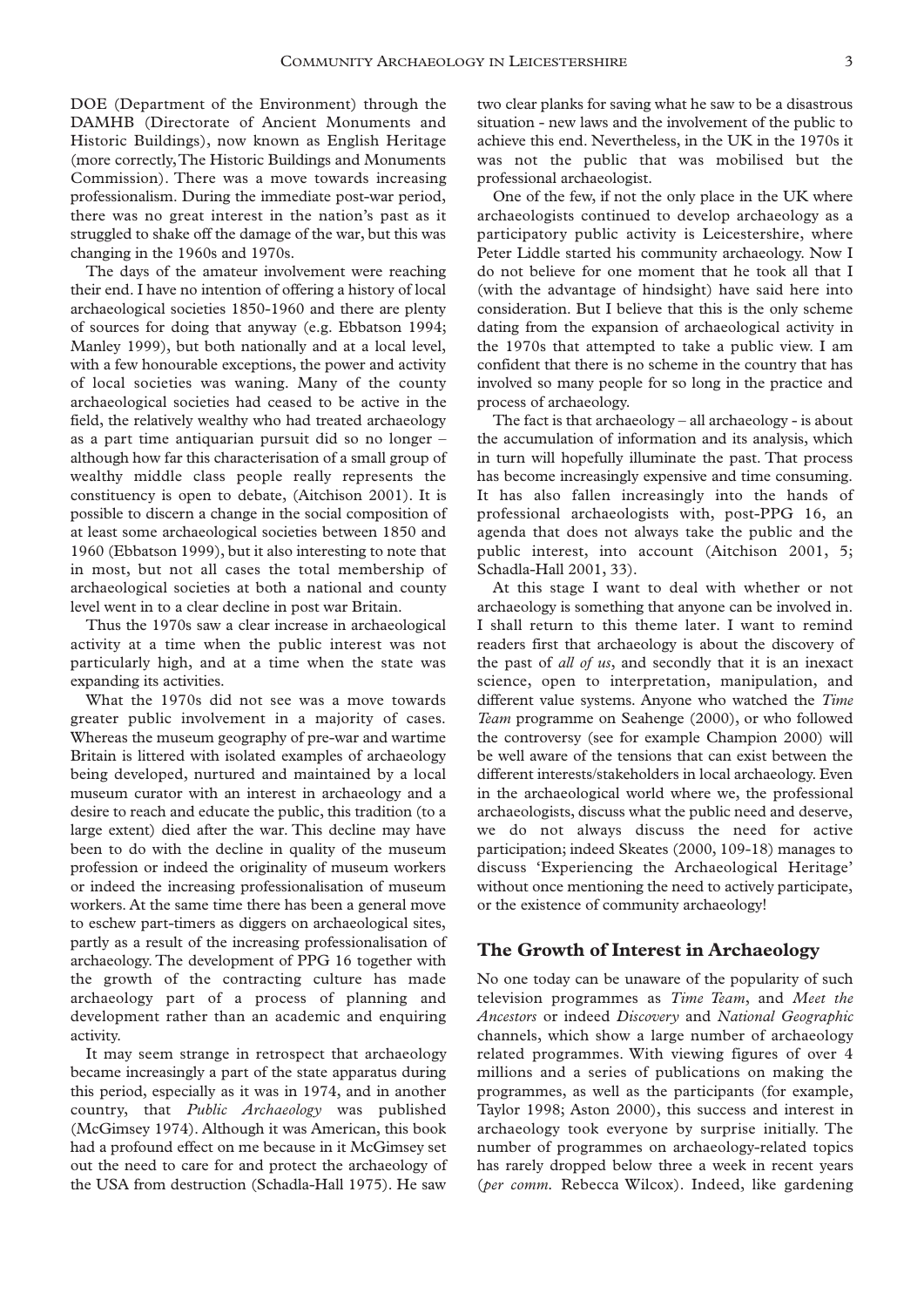DOE (Department of the Environment) through the DAMHB (Directorate of Ancient Monuments and Historic Buildings), now known as English Heritage (more correctly, The Historic Buildings and Monuments Commission). There was a move towards increasing professionalism. During the immediate post-war period, there was no great interest in the nation's past as it struggled to shake off the damage of the war, but this was changing in the 1960s and 1970s.

The days of the amateur involvement were reaching their end. I have no intention of offering a history of local archaeological societies 1850-1960 and there are plenty of sources for doing that anyway (e.g. Ebbatson 1994; Manley 1999), but both nationally and at a local level, with a few honourable exceptions, the power and activity of local societies was waning. Many of the county archaeological societies had ceased to be active in the field, the relatively wealthy who had treated archaeology as a part time antiquarian pursuit did so no longer – although how far this characterisation of a small group of wealthy middle class people really represents the constituency is open to debate, (Aitchison 2001). It is possible to discern a change in the social composition of at least some archaeological societies between 1850 and 1960 (Ebbatson 1999), but it also interesting to note that in most, but not all cases the total membership of archaeological societies at both a national and county level went in to a clear decline in post war Britain.

Thus the 1970s saw a clear increase in archaeological activity at a time when the public interest was not particularly high, and at a time when the state was expanding its activities.

What the 1970s did not see was a move towards greater public involvement in a majority of cases. Whereas the museum geography of pre-war and wartime Britain is littered with isolated examples of archaeology being developed, nurtured and maintained by a local museum curator with an interest in archaeology and a desire to reach and educate the public, this tradition (to a large extent) died after the war. This decline may have been to do with the decline in quality of the museum profession or indeed the originality of museum workers or indeed the increasing professionalisation of museum workers. At the same time there has been a general move to eschew part-timers as diggers on archaeological sites, partly as a result of the increasing professionalisation of archaeology. The development of PPG 16 together with the growth of the contracting culture has made archaeology part of a process of planning and development rather than an academic and enquiring activity.

It may seem strange in retrospect that archaeology became increasingly a part of the state apparatus during this period, especially as it was in 1974, and in another country, that *Public Archaeology* was published (McGimsey 1974). Although it was American, this book had a profound effect on me because in it McGimsey set out the need to care for and protect the archaeology of the USA from destruction (Schadla-Hall 1975). He saw two clear planks for saving what he saw to be a disastrous situation - new laws and the involvement of the public to achieve this end. Nevertheless, in the UK in the 1970s it was not the public that was mobilised but the professional archaeologist.

One of the few, if not the only place in the UK where archaeologists continued to develop archaeology as a participatory public activity is Leicestershire, where Peter Liddle started his community archaeology. Now I do not believe for one moment that he took all that I (with the advantage of hindsight) have said here into consideration. But I believe that this is the only scheme dating from the expansion of archaeological activity in the 1970s that attempted to take a public view. I am confident that there is no scheme in the country that has involved so many people for so long in the practice and process of archaeology.

The fact is that archaeology – all archaeology - is about the accumulation of information and its analysis, which in turn will hopefully illuminate the past. That process has become increasingly expensive and time consuming. It has also fallen increasingly into the hands of professional archaeologists with, post-PPG 16, an agenda that does not always take the public and the public interest, into account (Aitchison 2001, 5; Schadla-Hall 2001, 33).

At this stage I want to deal with whether or not archaeology is something that anyone can be involved in. I shall return to this theme later. I want to remind readers first that archaeology is about the discovery of the past of *all of us*, and secondly that it is an inexact science, open to interpretation, manipulation, and different value systems. Anyone who watched the *Time Team* programme on Seahenge (2000), or who followed the controversy (see for example Champion 2000) will be well aware of the tensions that can exist between the different interests/stakeholders in local archaeology. Even in the archaeological world where we, the professional archaeologists, discuss what the public need and deserve, we do not always discuss the need for active participation; indeed Skeates (2000, 109-18) manages to discuss 'Experiencing the Archaeological Heritage' without once mentioning the need to actively participate, or the existence of community archaeology!

## The Growth of Interest in Archaeology

No one today can be unaware of the popularity of such television programmes as *Time Team*, and *Meet the Ancestors* or indeed *Discovery* and *National Geographic* channels, which show a large number of archaeology related programmes. With viewing figures of over 4 millions and a series of publications on making the programmes, as well as the participants (for example, Taylor 1998; Aston 2000), this success and interest in archaeology took everyone by surprise initially. The number of programmes on archaeology-related topics has rarely dropped below three a week in recent years (*per comm.* Rebecca Wilcox). Indeed, like gardening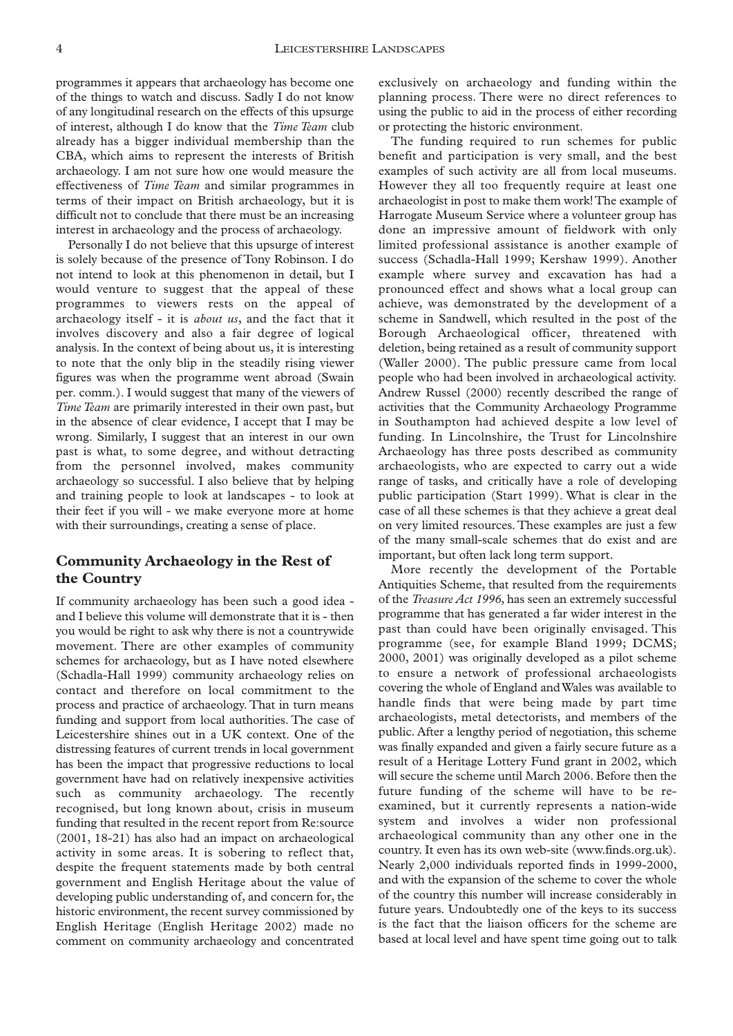programmes it appears that archaeology has become one of the things to watch and discuss. Sadly I do not know of any longitudinal research on the effects of this upsurge of interest, although I do know that the *Time Team* club already has a bigger individual membership than the CBA, which aims to represent the interests of British archaeology. I am not sure how one would measure the effectiveness of *Time Team* and similar programmes in terms of their impact on British archaeology, but it is difficult not to conclude that there must be an increasing interest in archaeology and the process of archaeology.

Personally I do not believe that this upsurge of interest is solely because of the presence of Tony Robinson. I do not intend to look at this phenomenon in detail, but I would venture to suggest that the appeal of these programmes to viewers rests on the appeal of archaeology itself - it is *about us*, and the fact that it involves discovery and also a fair degree of logical analysis. In the context of being about us, it is interesting to note that the only blip in the steadily rising viewer figures was when the programme went abroad (Swain per. comm.). I would suggest that many of the viewers of *Time Team* are primarily interested in their own past, but in the absence of clear evidence, I accept that I may be wrong. Similarly, I suggest that an interest in our own past is what, to some degree, and without detracting from the personnel involved, makes community archaeology so successful. I also believe that by helping and training people to look at landscapes - to look at their feet if you will - we make everyone more at home with their surroundings, creating a sense of place.

## Community Archaeology in the Rest of the Country

If community archaeology has been such a good idea - and I believe this volume will demonstrate that it is - then you would be right to ask why there is not a countrywide movement. There are other examples of community schemes for archaeology, but as I have noted elsewhere (Schadla-Hall 1999) community archaeology relies on contact and therefore on local commitment to the process and practice of archaeology. That in turn means funding and support from local authorities. The case of Leicestershire shines out in a UK context. One of the distressing features of current trends in local government has been the impact that progressive reductions to local government have had on relatively inexpensive activities such as community archaeology. The recently recognised, but long known about, crisis in museum funding that resulted in the recent report from Re:source (2001, 18-21) has also had an impact on archaeological activity in some areas. It is sobering to reflect that, despite the frequent statements made by both central government and English Heritage about the value of developing public understanding of, and concern for, the historic environment, the recent survey commissioned by English Heritage (English Heritage 2002) made no comment on community archaeology and concentrated exclusively on archaeology and funding within the planning process. There were no direct references to using the public to aid in the process of either recording or protecting the historic environment.

The funding required to run schemes for public benefit and participation is very small, and the best examples of such activity are all from local museums. However they all too frequently require at least one archaeologist in post to make them work! The example of Harrogate Museum Service where a volunteer group has done an impressive amount of fieldwork with only limited professional assistance is another example of success (Schadla-Hall 1999; Kershaw 1999). Another example where survey and excavation has had a pronounced effect and shows what a local group can achieve, was demonstrated by the development of a scheme in Sandwell, which resulted in the post of the Borough Archaeological officer, threatened with deletion, being retained as a result of community support (Waller 2000). The public pressure came from local people who had been involved in archaeological activity. Andrew Russel (2000) recently described the range of activities that the Community Archaeology Programme in Southampton had achieved despite a low level of funding. In Lincolnshire, the Trust for Lincolnshire Archaeology has three posts described as community archaeologists, who are expected to carry out a wide range of tasks, and critically have a role of developing public participation (Start 1999). What is clear in the case of all these schemes is that they achieve a great deal on very limited resources. These examples are just a few of the many small-scale schemes that do exist and are important, but often lack long term support.

More recently the development of the Portable Antiquities Scheme, that resulted from the requirements of the *Treasure Act 1996*, has seen an extremely successful programme that has generated a far wider interest in the past than could have been originally envisaged. This programme (see, for example Bland 1999; DCMS; 2000, 2001) was originally developed as a pilot scheme to ensure a network of professional archaeologists covering the whole of England and Wales was available to handle finds that were being made by part time archaeologists, metal detectorists, and members of the public. After a lengthy period of negotiation, this scheme was finally expanded and given a fairly secure future as a result of a Heritage Lottery Fund grant in 2002, which will secure the scheme until March 2006. Before then the future funding of the scheme will have to be re-examined, but it currently represents a nation-wide system and involves a wider non professional archaeological community than any other one in the country. It even has its own web-site (www.finds.org.uk). Nearly 2,000 individuals reported finds in 1999-2000, and with the expansion of the scheme to cover the whole of the country this number will increase considerably in future years. Undoubtedly one of the keys to its success is the fact that the liaison officers for the scheme are based at local level and have spent time going out to talk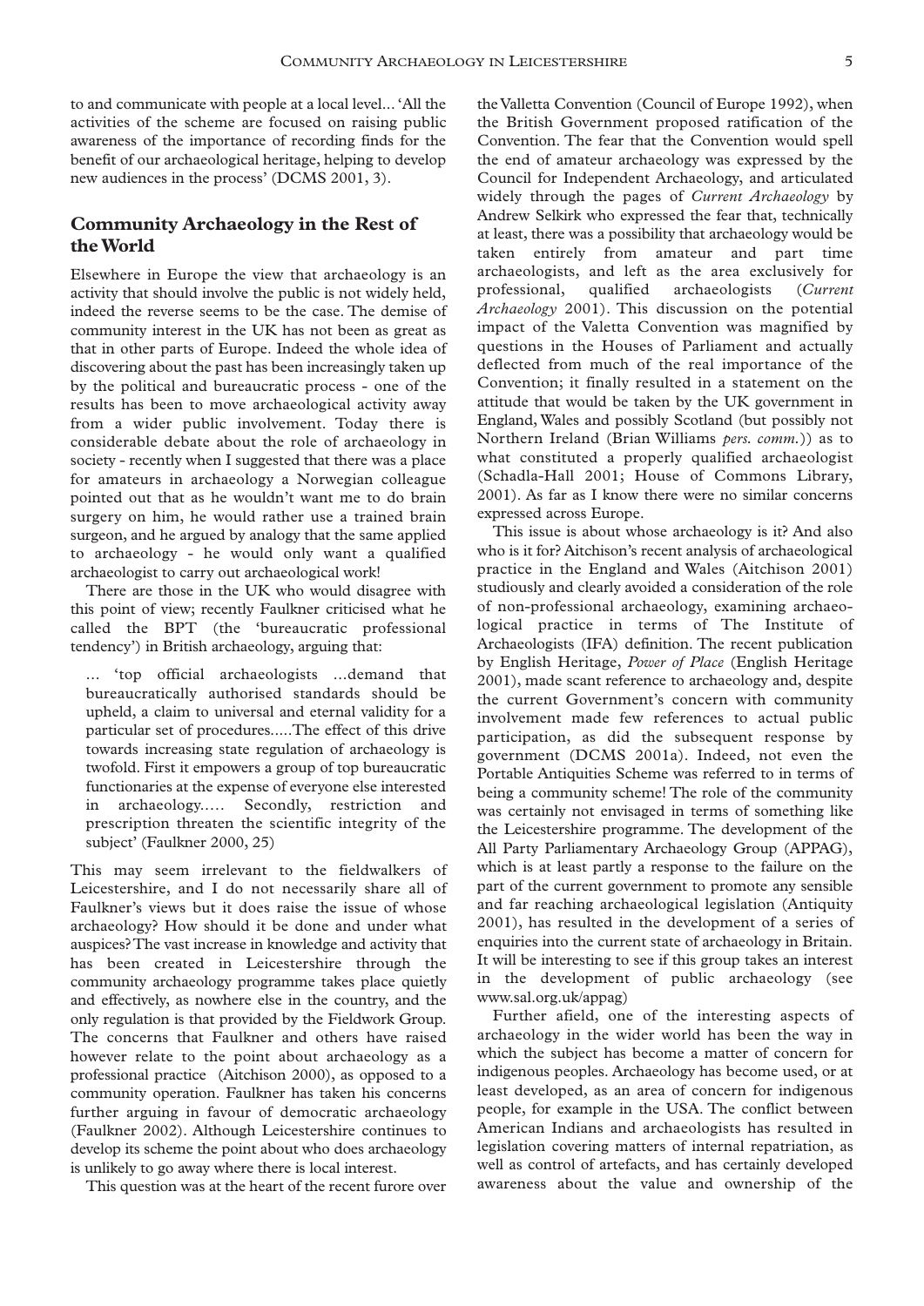to and communicate with people at a local level... 'All the activities of the scheme are focused on raising public awareness of the importance of recording finds for the benefit of our archaeological heritage, helping to develop new audiences in the process' (DCMS 2001, 3).

## Community Archaeology in the Rest of the World

Elsewhere in Europe the view that archaeology is an activity that should involve the public is not widely held, indeed the reverse seems to be the case. The demise of community interest in the UK has not been as great as that in other parts of Europe. Indeed the whole idea of discovering about the past has been increasingly taken up by the political and bureaucratic process - one of the results has been to move archaeological activity away from a wider public involvement. Today there is considerable debate about the role of archaeology in society - recently when I suggested that there was a place for amateurs in archaeology a Norwegian colleague pointed out that as he wouldn't want me to do brain surgery on him, he would rather use a trained brain surgeon, and he argued by analogy that the same applied to archaeology - he would only want a qualified archaeologist to carry out archaeological work!

There are those in the UK who would disagree with this point of view; recently Faulkner criticised what he called the BPT (the 'bureaucratic professional tendency') in British archaeology, arguing that:

> … 'top official archaeologists …demand that bureaucratically authorised standards should be upheld, a claim to universal and eternal validity for a particular set of procedures.....The effect of this drive towards increasing state regulation of archaeology is twofold. First it empowers a group of top bureaucratic functionaries at the expense of everyone else interested in archaeology..... Secondly, restriction and prescription threaten the scientific integrity of the subject' (Faulkner 2000, 25)

This may seem irrelevant to the fieldwalkers of Leicestershire, and I do not necessarily share all of Faulkner's views but it does raise the issue of whose archaeology? How should it be done and under what auspices? The vast increase in knowledge and activity that has been created in Leicestershire through the community archaeology programme takes place quietly and effectively, as nowhere else in the country, and the only regulation is that provided by the Fieldwork Group. The concerns that Faulkner and others have raised however relate to the point about archaeology as a professional practice (Aitchison 2000), as opposed to a community operation. Faulkner has taken his concerns further arguing in favour of democratic archaeology (Faulkner 2002). Although Leicestershire continues to develop its scheme the point about who does archaeology is unlikely to go away where there is local interest.

This question was at the heart of the recent furore over the Valletta Convention (Council of Europe 1992), when the British Government proposed ratification of the Convention. The fear that the Convention would spell the end of amateur archaeology was expressed by the Council for Independent Archaeology, and articulated widely through the pages of *Current Archaeology* by Andrew Selkirk who expressed the fear that, technically at least, there was a possibility that archaeology would be taken entirely from amateur and part time archaeologists, and left as the area exclusively for professional, qualified archaeologists (*Current Archaeology* 2001). This discussion on the potential impact of the Valetta Convention was magnified by questions in the Houses of Parliament and actually deflected from much of the real importance of the Convention; it finally resulted in a statement on the attitude that would be taken by the UK government in England, Wales and possibly Scotland (but possibly not Northern Ireland (Brian Williams *pers. comm.*)) as to what constituted a properly qualified archaeologist (Schadla-Hall 2001; House of Commons Library, 2001). As far as I know there were no similar concerns expressed across Europe.

This issue is about whose archaeology is it? And also who is it for? Aitchison's recent analysis of archaeological practice in the England and Wales (Aitchison 2001) studiously and clearly avoided a consideration of the role of non-professional archaeology, examining archaeological practice in terms of The Institute of Archaeologists (IFA) definition. The recent publication by English Heritage, *Power of Place* (English Heritage 2001), made scant reference to archaeology and, despite the current Government's concern with community involvement made few references to actual public participation, as did the subsequent response by government (DCMS 2001a). Indeed, not even the Portable Antiquities Scheme was referred to in terms of being a community scheme! The role of the community was certainly not envisaged in terms of something like the Leicestershire programme. The development of the All Party Parliamentary Archaeology Group (APPAG), which is at least partly a response to the failure on the part of the current government to promote any sensible and far reaching archaeological legislation (Antiquity 2001), has resulted in the development of a series of enquiries into the current state of archaeology in Britain. It will be interesting to see if this group takes an interest in the development of public archaeology (see www.sal.org.uk/appag)

Further afield, one of the interesting aspects of archaeology in the wider world has been the way in which the subject has become a matter of concern for indigenous peoples. Archaeology has become used, or at least developed, as an area of concern for indigenous people, for example in the USA. The conflict between American Indians and archaeologists has resulted in legislation covering matters of internal repatriation, as well as control of artefacts, and has certainly developed awareness about the value and ownership of the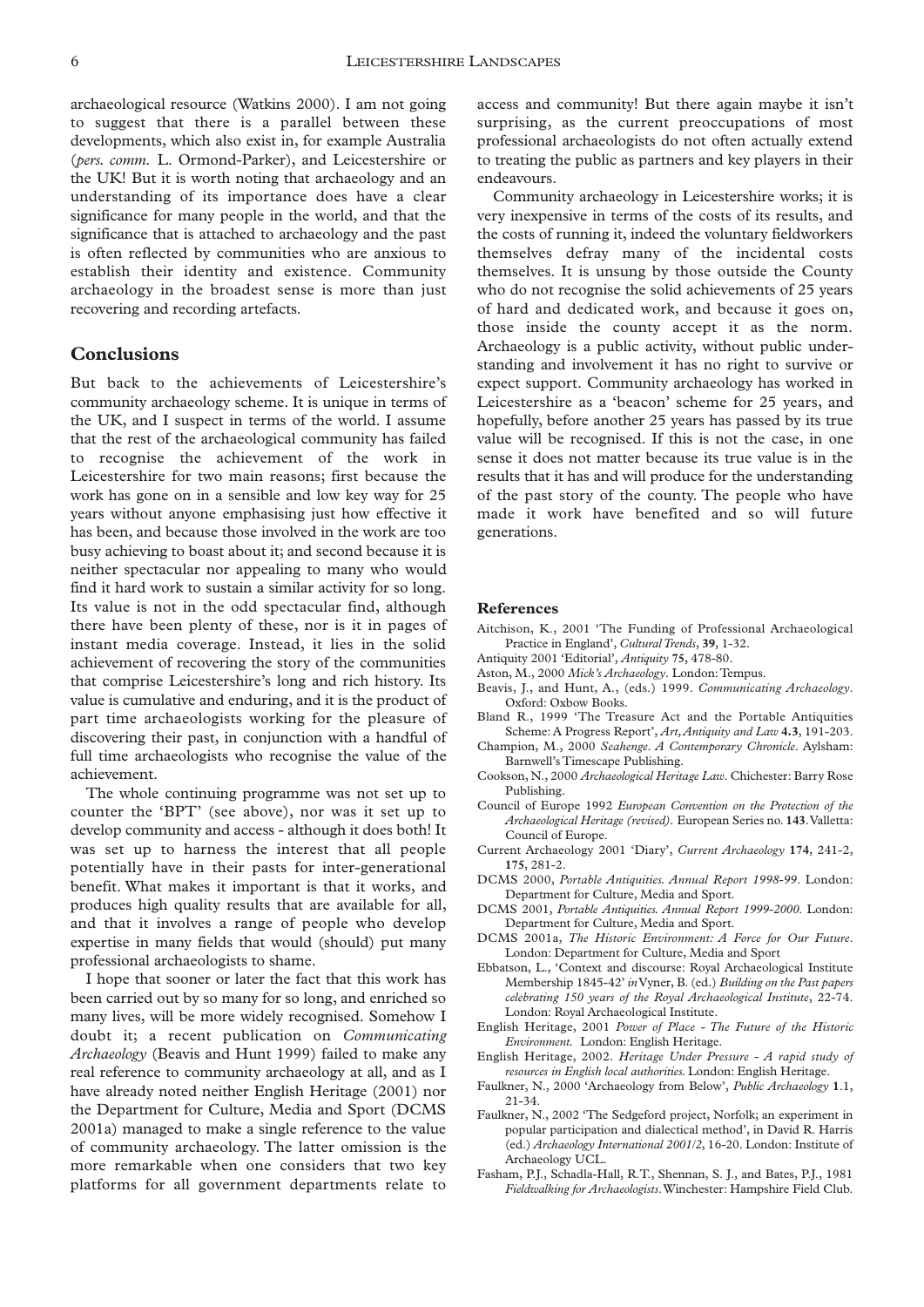archaeological resource (Watkins 2000). I am not going to suggest that there is a parallel between these developments, which also exist in, for example Australia (*pers. comm.* L. Ormond-Parker), and Leicestershire or the UK! But it is worth noting that archaeology and an understanding of its importance does have a clear significance for many people in the world, and that the significance that is attached to archaeology and the past is often reflected by communities who are anxious to establish their identity and existence. Community archaeology in the broadest sense is more than just recovering and recording artefacts.

## Conclusions

But back to the achievements of Leicestershire's community archaeology scheme. It is unique in terms of the UK, and I suspect in terms of the world. I assume that the rest of the archaeological community has failed to recognise the achievement of the work in Leicestershire for two main reasons; first because the work has gone on in a sensible and low key way for 25 years without anyone emphasising just how effective it has been, and because those involved in the work are too busy achieving to boast about it; and second because it is neither spectacular nor appealing to many who would find it hard work to sustain a similar activity for so long. Its value is not in the odd spectacular find, although there have been plenty of these, nor is it in pages of instant media coverage. Instead, it lies in the solid achievement of recovering the story of the communities that comprise Leicestershire's long and rich history. Its value is cumulative and enduring, and it is the product of part time archaeologists working for the pleasure of discovering their past, in conjunction with a handful of full time archaeologists who recognise the value of the achievement.

The whole continuing programme was not set up to counter the 'BPT' (see above), nor was it set up to develop community and access - although it does both! It was set up to harness the interest that all people potentially have in their pasts for inter-generational benefit. What makes it important is that it works, and produces high quality results that are available for all, and that it involves a range of people who develop expertise in many fields that would (should) put many professional archaeologists to shame.

I hope that sooner or later the fact that this work has been carried out by so many for so long, and enriched so many lives, will be more widely recognised. Somehow I doubt it; a recent publication on *Communicating Archaeology* (Beavis and Hunt 1999) failed to make any real reference to community archaeology at all, and as I have already noted neither English Heritage (2001) nor the Department for Culture, Media and Sport (DCMS 2001a) managed to make a single reference to the value of community archaeology. The latter omission is the more remarkable when one considers that two key platforms for all government departments relate to access and community! But there again maybe it isn't surprising, as the current preoccupations of most professional archaeologists do not often actually extend to treating the public as partners and key players in their endeavours.

Community archaeology in Leicestershire works; it is very inexpensive in terms of the costs of its results, and the costs of running it, indeed the voluntary fieldworkers themselves defray many of the incidental costs themselves. It is unsung by those outside the County who do not recognise the solid achievements of 25 years of hard and dedicated work, and because it goes on, those inside the county accept it as the norm. Archaeology is a public activity, without public understanding and involvement it has no right to survive or expect support. Community archaeology has worked in Leicestershire as a 'beacon' scheme for 25 years, and hopefully, before another 25 years has passed by its true value will be recognised. If this is not the case, in one sense it does not matter because its true value is in the results that it has and will produce for the understanding of the past story of the county. The people who have made it work have benefited and so will future generations.

### References

Aitchison, K., 2001 'The Funding of Professional Archaeological Practice in England', *Cultural Trends*, **39**, 1-32.

Antiquity 2001 'Editorial', *Antiquity* **75**, 478-80.

Aston, M., 2000 *Mick's Archaeology*. London: Tempus.

Beavis, J., and Hunt, A., (eds.) 1999. *Communicating Archaeology*. Oxford: Oxbow Books.

Bland R., 1999 'The Treasure Act and the Portable Antiquities Scheme: A Progress Report', *Art, Antiquity and Law* **4.3**, 191-203.

Champion, M., 2000 *Seahenge. A Contemporary Chronicle*. Aylsham: Barnwell's Timescape Publishing.

Cookson, N., 2000 *Archaeological Heritage Law*. Chichester: Barry Rose Publishing.

Council of Europe 1992 *European Convention on the Protection of the Archaeological Heritage (revised)*. European Series no. **143**. Valletta: Council of Europe.

Current Archaeology 2001 'Diary', *Current Archaeology* **174**, 241-2, **175**, 281-2.

DCMS 2000, *Portable Antiquities. Annual Report 1998-99*. London: Department for Culture, Media and Sport.

DCMS 2001, *Portable Antiquities. Annual Report 1999-2000*. London: Department for Culture, Media and Sport.

DCMS 2001a, *The Historic Environment: A Force for Our Future*. London: Department for Culture, Media and Sport

Ebbatson, L., 'Context and discourse: Royal Archaeological Institute Membership 1845-42' *in* Vyner, B. (ed.) *Building on the Past papers celebrating 150 years of the Royal Archaeological Institute*, 22-74. London: Royal Archaeological Institute.

English Heritage, 2001 *Power of Place - The Future of the Historic Environment.* London: English Heritage.

English Heritage, 2002. *Heritage Under Pressure - A rapid study of resources in English local authorities.* London: English Heritage.

Faulkner, N., 2000 'Archaeology from Below', *Public Archaeology* **1**.1, 21-34.

Faulkner, N., 2002 'The Sedgeford project, Norfolk; an experiment in popular participation and dialectical method', in David R. Harris (ed.) *Archaeology International 2001/2*, 16-20. London: Institute of Archaeology UCL.

Fasham, P.J., Schadla-Hall, R.T., Shennan, S. J., and Bates, P.J., 1981 *Fieldwalking for Archaeologists*. Winchester: Hampshire Field Club.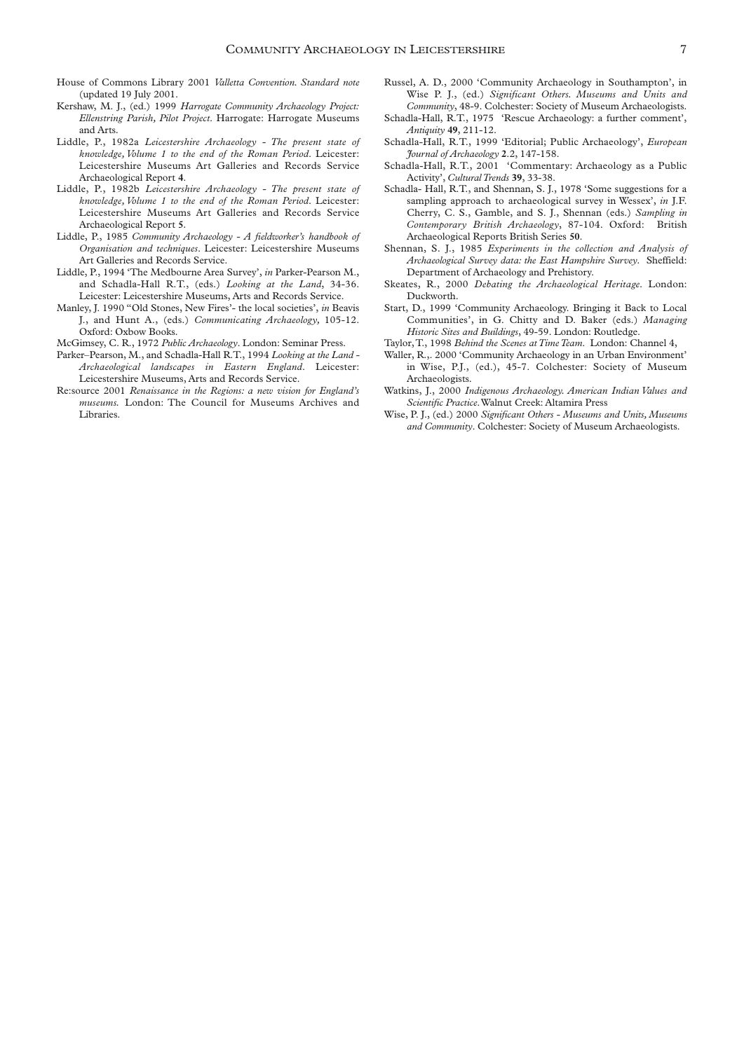House of Commons Library 2001 *Valletta Convention. Standard note* (updated 19 July 2001.

Kershaw, M. J., (ed.) 1999 *Harrogate Community Archaeology Project: Ellenstring Parish, Pilot Project*. Harrogate: Harrogate Museums and Arts.

Liddle, P., 1982a *Leicestershire Archaeology - The present state of knowledge, Volume 1 to the end of the Roman Period*. Leicester: Leicestershire Museums Art Galleries and Records Service Archaeological Report **4**.

Liddle, P., 1982b *Leicestershire Archaeology - The present state of knowledge, Volume 1 to the end of the Roman Period*. Leicester: Leicestershire Museums Art Galleries and Records Service Archaeological Report **5**.

Liddle, P., 1985 *Community Archaeology - A fieldworker's handbook of Organisation and techniques*. Leicester: Leicestershire Museums Art Galleries and Records Service.

Liddle, P., 1994 'The Medbourne Area Survey', *in* Parker-Pearson M., and Schadla-Hall R.T., (eds.) *Looking at the Land*, 34-36. Leicester: Leicestershire Museums, Arts and Records Service.

Manley, J. 1990 "Old Stones, New Fires'- the local societies', *in* Beavis J., and Hunt A., (eds.) *Communicating Archaeology,* 105-12. Oxford: Oxbow Books.

McGimsey, C. R., 1972 *Public Archaeology*. London: Seminar Press.

Parker–Pearson, M., and Schadla-Hall R.T., 1994 *Looking at the Land - Archaeological landscapes in Eastern England*. Leicester: Leicestershire Museums, Arts and Records Service.

Re:source 2001 *Renaissance in the Regions: a new vision for England's museums.* London: The Council for Museums Archives and Libraries.

Russel, A. D., 2000 'Community Archaeology in Southampton', in Wise P. J., (ed.) *Significant Others. Museums and Units and Community*, 48-9. Colchester: Society of Museum Archaeologists.

Schadla-Hall, R.T., 1975 'Rescue Archaeology: a further comment', *Antiquity* **49**, 211-12.

Schadla-Hall, R.T., 1999 'Editorial; Public Archaeology', *European Journal of Archaeology* **2**.2, 147-158.

Schadla-Hall, R.T., 2001 'Commentary: Archaeology as a Public Activity', *Cultural Trends* **39**, 33-38.

Schadla- Hall, R.T., and Shennan, S. J., 1978 'Some suggestions for a sampling approach to archaeological survey in Wessex', *in* J.F. Cherry, C. S., Gamble, and S. J., Shennan (eds.) *Sampling in Contemporary British Archaeology*, 87-104. Oxford: British Archaeological Reports British Series **50**.

Shennan, S. J., 1985 *Experiments in the collection and Analysis of Archaeological Survey data: the East Hampshire Survey*. Sheffield: Department of Archaeology and Prehistory.

Skeates, R., 2000 *Debating the Archaeological Heritage*. London: Duckworth.

Start, D., 1999 'Community Archaeology. Bringing it Back to Local Communities', in G. Chitty and D. Baker (eds.) *Managing Historic Sites and Buildings*, 49-59. London: Routledge.

Taylor, T., 1998 *Behind the Scenes at Time Team*. London: Channel 4,

Waller, R.,. 2000 'Community Archaeology in an Urban Environment' in Wise, P.J., (ed.), 45-7. Colchester: Society of Museum Archaeologists.

Watkins, J., 2000 *Indigenous Archaeology. American Indian Values and Scientific Practice*. Walnut Creek: Altamira Press

Wise, P. J., (ed.) 2000 *Significant Others - Museums and Units, Museums and Community*. Colchester: Society of Museum Archaeologists.